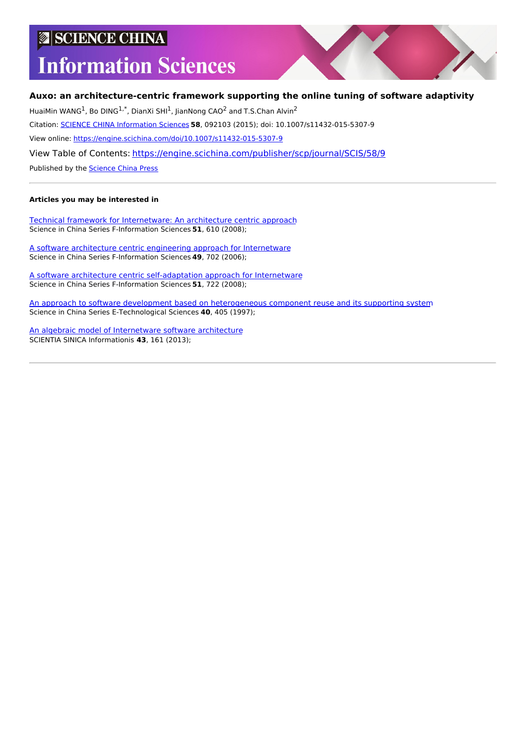# SCIENCE CHINA Information Sciences

## Auxo: an architecture-centric framework supporting the online tuning of software adaptivity

HuaiMin WANG[1], Bo DING[1,*], DianXi SHI[1], JianNong CAO[2] and T.S.Chan Alvin[2]

Citation: SCIENCE CHINA Information Sciences **58**, 092103 (2015); doi: 10.1007/s11432-015-5307-9

View online: https://engine.scichina.com/doi/10.1007/s11432-015-5307-9

View Table of Contents: https://engine.scichina.com/publisher/scp/journal/SCIS/58/9

Published by the Science China Press

---

**Articles you may be interested in**

Technical framework for Internetware: An architecture centric approach
Science in China Series F-Information Sciences **51**, 610 (2008);

A software architecture centric engineering approach for Internetware
Science in China Series F-Information Sciences **49**, 702 (2006);

A software architecture centric self-adaptation approach for Internetware
Science in China Series F-Information Sciences **51**, 722 (2008);

An approach to software development based on heterogeneous component reuse and its supporting system
Science in China Series E-Technological Sciences **40**, 405 (1997);

An algebraic model of Internetware software architecture
SCIENTIA SINICA Informationis **43**, 161 (2013);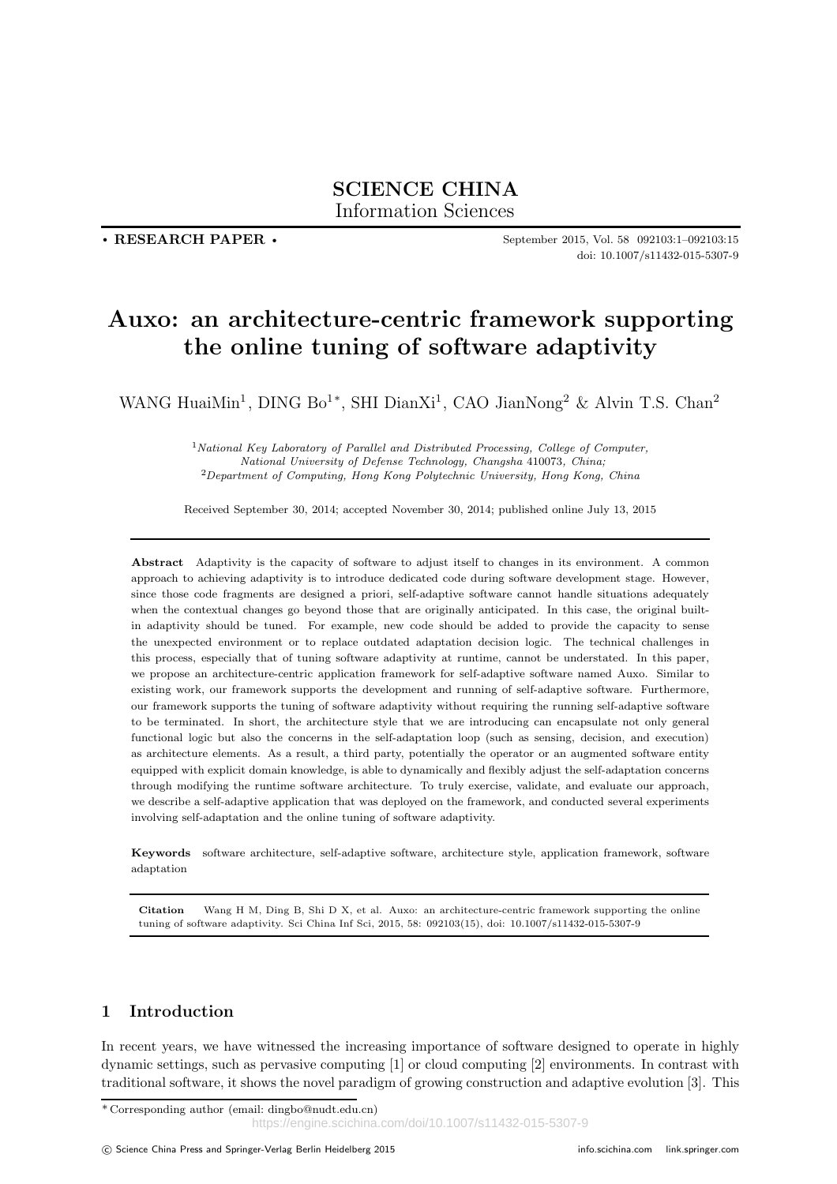**SCIENCE CHINA**
Information Sciences

• **RESEARCH PAPER** •

doi: 10.1007/s11432-015-5307-9

# Auxo: an architecture-centric framework supporting the online tuning of software adaptivity

WANG HuaiMin[1], DING Bo[1*], SHI DianXi[1], CAO JianNong[2] & Alvin T.S. Chan[2]

[1]*National Key Laboratory of Parallel and Distributed Processing, College of Computer, National University of Defense Technology, Changsha* 410073*, China;*
[2]*Department of Computing, Hong Kong Polytechnic University, Hong Kong, China*

Received September 30, 2014; accepted November 30, 2014; published online July 13, 2015

**Abstract** Adaptivity is the capacity of software to adjust itself to changes in its environment. A common approach to achieving adaptivity is to introduce dedicated code during software development stage. However, since those code fragments are designed a priori, self-adaptive software cannot handle situations adequately when the contextual changes go beyond those that are originally anticipated. In this case, the original built-in adaptivity should be tuned. For example, new code should be added to provide the capacity to sense the unexpected environment or to replace outdated adaptation decision logic. The technical challenges in this process, especially that of tuning software adaptivity at runtime, cannot be understated. In this paper, we propose an architecture-centric application framework for self-adaptive software named Auxo. Similar to existing work, our framework supports the development and running of self-adaptive software. Furthermore, our framework supports the tuning of software adaptivity without requiring the running self-adaptive software to be terminated. In short, the architecture style that we are introducing can encapsulate not only general functional logic but also the concerns in the self-adaptation loop (such as sensing, decision, and execution) as architecture elements. As a result, a third party, potentially the operator or an augmented software entity equipped with explicit domain knowledge, is able to dynamically and flexibly adjust the self-adaptation concerns through modifying the runtime software architecture. To truly exercise, validate, and evaluate our approach, we describe a self-adaptive application that was deployed on the framework, and conducted several experiments involving self-adaptation and the online tuning of software adaptivity.

**Keywords** software architecture, self-adaptive software, architecture style, application framework, software adaptation

**Citation** Wang H M, Ding B, Shi D X, et al. Auxo: an architecture-centric framework supporting the online tuning of software adaptivity. Sci China Inf Sci, 2015, 58: 092103(15), doi: 10.1007/s11432-015-5307-9

## 1 Introduction

In recent years, we have witnessed the increasing importance of software designed to operate in highly dynamic settings, such as pervasive computing [1] or cloud computing [2] environments. In contrast with traditional software, it shows the novel paradigm of growing construction and adaptive evolution [3]. This

* Corresponding author (email: dingbo@nudt.edu.cn)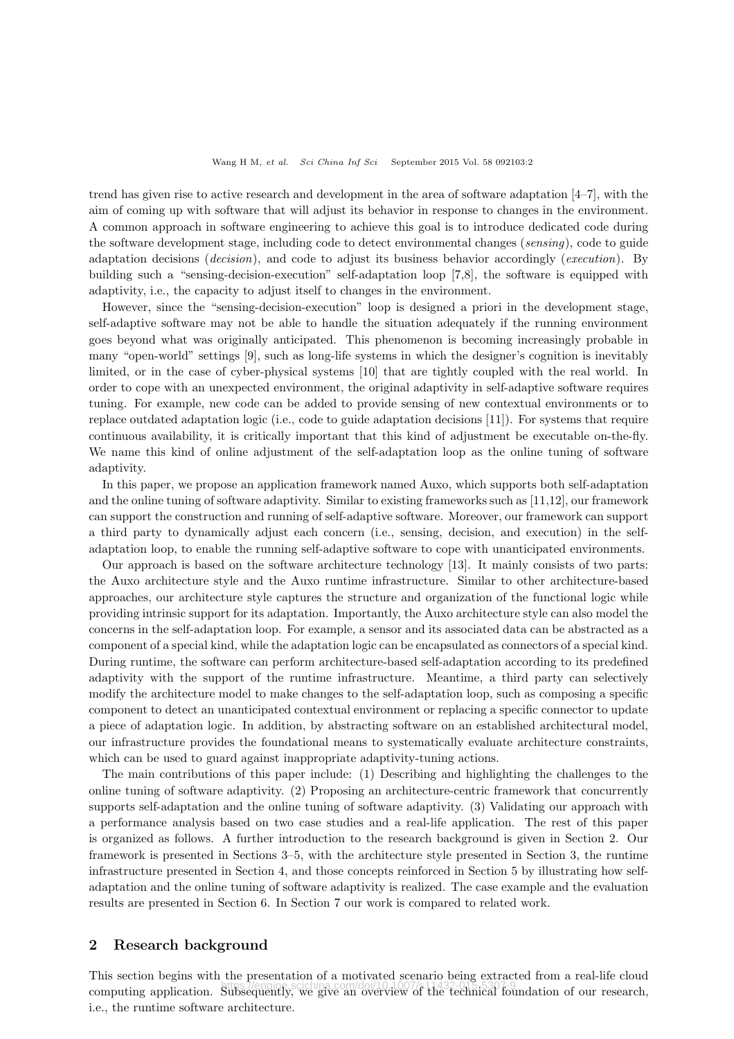trend has given rise to active research and development in the area of software adaptation [4–7], with the aim of coming up with software that will adjust its behavior in response to changes in the environment. A common approach in software engineering to achieve this goal is to introduce dedicated code during the software development stage, including code to detect environmental changes (*sensing*), code to guide adaptation decisions (*decision*), and code to adjust its business behavior accordingly (*execution*). By building such a "sensing-decision-execution" self-adaptation loop [7,8], the software is equipped with adaptivity, i.e., the capacity to adjust itself to changes in the environment.

However, since the "sensing-decision-execution" loop is designed a priori in the development stage, self-adaptive software may not be able to handle the situation adequately if the running environment goes beyond what was originally anticipated. This phenomenon is becoming increasingly probable in many "open-world" settings [9], such as long-life systems in which the designer's cognition is inevitably limited, or in the case of cyber-physical systems [10] that are tightly coupled with the real world. In order to cope with an unexpected environment, the original adaptivity in self-adaptive software requires tuning. For example, new code can be added to provide sensing of new contextual environments or to replace outdated adaptation logic (i.e., code to guide adaptation decisions [11]). For systems that require continuous availability, it is critically important that this kind of adjustment be executable on-the-fly. We name this kind of online adjustment of the self-adaptation loop as the online tuning of software adaptivity.

In this paper, we propose an application framework named Auxo, which supports both self-adaptation and the online tuning of software adaptivity. Similar to existing frameworks such as [11,12], our framework can support the construction and running of self-adaptive software. Moreover, our framework can support a third party to dynamically adjust each concern (i.e., sensing, decision, and execution) in the self-adaptation loop, to enable the running self-adaptive software to cope with unanticipated environments.

Our approach is based on the software architecture technology [13]. It mainly consists of two parts: the Auxo architecture style and the Auxo runtime infrastructure. Similar to other architecture-based approaches, our architecture style captures the structure and organization of the functional logic while providing intrinsic support for its adaptation. Importantly, the Auxo architecture style can also model the concerns in the self-adaptation loop. For example, a sensor and its associated data can be abstracted as a component of a special kind, while the adaptation logic can be encapsulated as connectors of a special kind. During runtime, the software can perform architecture-based self-adaptation according to its predefined adaptivity with the support of the runtime infrastructure. Meantime, a third party can selectively modify the architecture model to make changes to the self-adaptation loop, such as composing a specific component to detect an unanticipated contextual environment or replacing a specific connector to update a piece of adaptation logic. In addition, by abstracting software on an established architectural model, our infrastructure provides the foundational means to systematically evaluate architecture constraints, which can be used to guard against inappropriate adaptivity-tuning actions.

The main contributions of this paper include: (1) Describing and highlighting the challenges to the online tuning of software adaptivity. (2) Proposing an architecture-centric framework that concurrently supports self-adaptation and the online tuning of software adaptivity. (3) Validating our approach with a performance analysis based on two case studies and a real-life application. The rest of this paper is organized as follows. A further introduction to the research background is given in Section 2. Our framework is presented in Sections 3–5, with the architecture style presented in Section 3, the runtime infrastructure presented in Section 4, and those concepts reinforced in Section 5 by illustrating how self-adaptation and the online tuning of software adaptivity is realized. The case example and the evaluation results are presented in Section 6. In Section 7 our work is compared to related work.

## 2 Research background

This section begins with the presentation of a motivated scenario being extracted from a real-life cloud computing application. Subsequently, we give an overview of the technical foundation of our research, i.e., the runtime software architecture.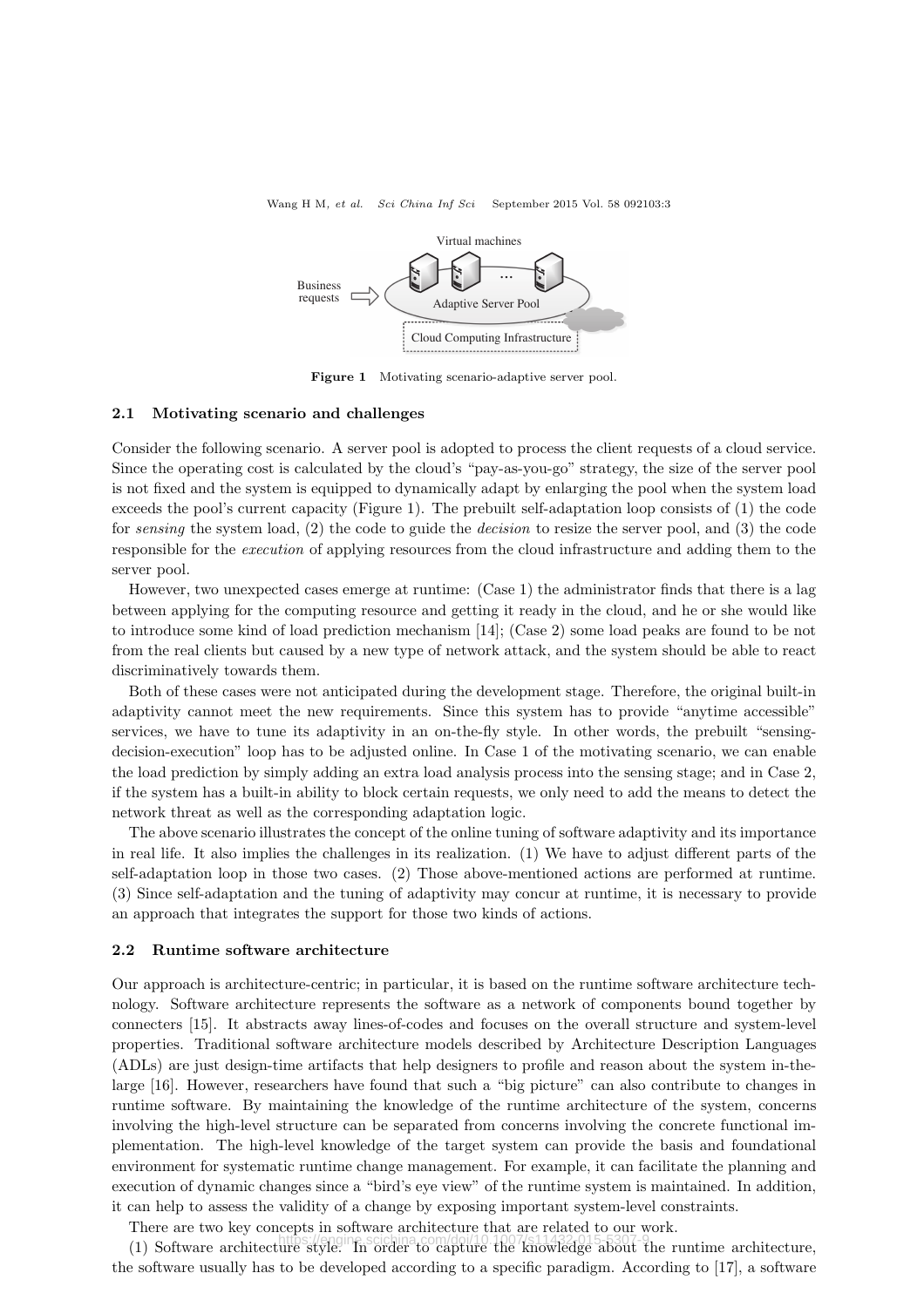Virtual machines

Business requests

Adaptive Server Pool

Cloud Computing Infrastructure

**Figure 1** Motivating scenario-adaptive server pool.

### 2.1 Motivating scenario and challenges

Consider the following scenario. A server pool is adopted to process the client requests of a cloud service. Since the operating cost is calculated by the cloud's "pay-as-you-go" strategy, the size of the server pool is not fixed and the system is equipped to dynamically adapt by enlarging the pool when the system load exceeds the pool's current capacity (Figure 1). The prebuilt self-adaptation loop consists of (1) the code for *sensing* the system load, (2) the code to guide the *decision* to resize the server pool, and (3) the code responsible for the *execution* of applying resources from the cloud infrastructure and adding them to the server pool.

However, two unexpected cases emerge at runtime: (Case 1) the administrator finds that there is a lag between applying for the computing resource and getting it ready in the cloud, and he or she would like to introduce some kind of load prediction mechanism [14]; (Case 2) some load peaks are found to be not from the real clients but caused by a new type of network attack, and the system should be able to react discriminatively towards them.

Both of these cases were not anticipated during the development stage. Therefore, the original built-in adaptivity cannot meet the new requirements. Since this system has to provide "anytime accessible" services, we have to tune its adaptivity in an on-the-fly style. In other words, the prebuilt "sensing-decision-execution" loop has to be adjusted online. In Case 1 of the motivating scenario, we can enable the load prediction by simply adding an extra load analysis process into the sensing stage; and in Case 2, if the system has a built-in ability to block certain requests, we only need to add the means to detect the network threat as well as the corresponding adaptation logic.

The above scenario illustrates the concept of the online tuning of software adaptivity and its importance in real life. It also implies the challenges in its realization. (1) We have to adjust different parts of the self-adaptation loop in those two cases. (2) Those above-mentioned actions are performed at runtime. (3) Since self-adaptation and the tuning of adaptivity may concur at runtime, it is necessary to provide an approach that integrates the support for those two kinds of actions.

### 2.2 Runtime software architecture

Our approach is architecture-centric; in particular, it is based on the runtime software architecture technology. Software architecture represents the software as a network of components bound together by connecters [15]. It abstracts away lines-of-codes and focuses on the overall structure and system-level properties. Traditional software architecture models described by Architecture Description Languages (ADLs) are just design-time artifacts that help designers to profile and reason about the system in-the-large [16]. However, researchers have found that such a "big picture" can also contribute to changes in runtime software. By maintaining the knowledge of the runtime architecture of the system, concerns involving the high-level structure can be separated from concerns involving the concrete functional implementation. The high-level knowledge of the target system can provide the basis and foundational environment for systematic runtime change management. For example, it can facilitate the planning and execution of dynamic changes since a "bird's eye view" of the runtime system is maintained. In addition, it can help to assess the validity of a change by exposing important system-level constraints.

There are two key concepts in software architecture that are related to our work.

(1) Software architecture style. In order to capture the knowledge about the runtime architecture, the software usually has to be developed according to a specific paradigm. According to [17], a software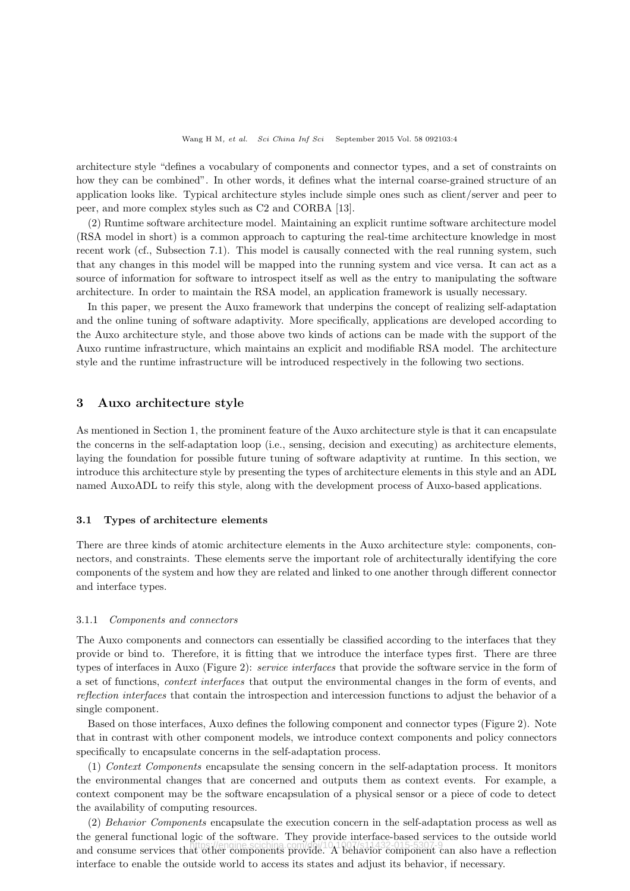architecture style "defines a vocabulary of components and connector types, and a set of constraints on how they can be combined". In other words, it defines what the internal coarse-grained structure of an application looks like. Typical architecture styles include simple ones such as client/server and peer to peer, and more complex styles such as C2 and CORBA [13].

(2) Runtime software architecture model. Maintaining an explicit runtime software architecture model (RSA model in short) is a common approach to capturing the real-time architecture knowledge in most recent work (cf., Subsection 7.1). This model is causally connected with the real running system, such that any changes in this model will be mapped into the running system and vice versa. It can act as a source of information for software to introspect itself as well as the entry to manipulating the software architecture. In order to maintain the RSA model, an application framework is usually necessary.

In this paper, we present the Auxo framework that underpins the concept of realizing self-adaptation and the online tuning of software adaptivity. More specifically, applications are developed according to the Auxo architecture style, and those above two kinds of actions can be made with the support of the Auxo runtime infrastructure, which maintains an explicit and modifiable RSA model. The architecture style and the runtime infrastructure will be introduced respectively in the following two sections.

## 3 Auxo architecture style

As mentioned in Section 1, the prominent feature of the Auxo architecture style is that it can encapsulate the concerns in the self-adaptation loop (i.e., sensing, decision and executing) as architecture elements, laying the foundation for possible future tuning of software adaptivity at runtime. In this section, we introduce this architecture style by presenting the types of architecture elements in this style and an ADL named AuxoADL to reify this style, along with the development process of Auxo-based applications.

### 3.1 Types of architecture elements

There are three kinds of atomic architecture elements in the Auxo architecture style: components, connectors, and constraints. These elements serve the important role of architecturally identifying the core components of the system and how they are related and linked to one another through different connector and interface types.

#### 3.1.1 *Components and connectors*

The Auxo components and connectors can essentially be classified according to the interfaces that they provide or bind to. Therefore, it is fitting that we introduce the interface types first. There are three types of interfaces in Auxo (Figure 2): *service interfaces* that provide the software service in the form of a set of functions, *context interfaces* that output the environmental changes in the form of events, and *reflection interfaces* that contain the introspection and intercession functions to adjust the behavior of a single component.

Based on those interfaces, Auxo defines the following component and connector types (Figure 2). Note that in contrast with other component models, we introduce context components and policy connectors specifically to encapsulate concerns in the self-adaptation process.

(1) *Context Components* encapsulate the sensing concern in the self-adaptation process. It monitors the environmental changes that are concerned and outputs them as context events. For example, a context component may be the software encapsulation of a physical sensor or a piece of code to detect the availability of computing resources.

(2) *Behavior Components* encapsulate the execution concern in the self-adaptation process as well as the general functional logic of the software. They provide interface-based services to the outside world and consume services that other components provide. A behavior component can also have a reflection interface to enable the outside world to access its states and adjust its behavior, if necessary.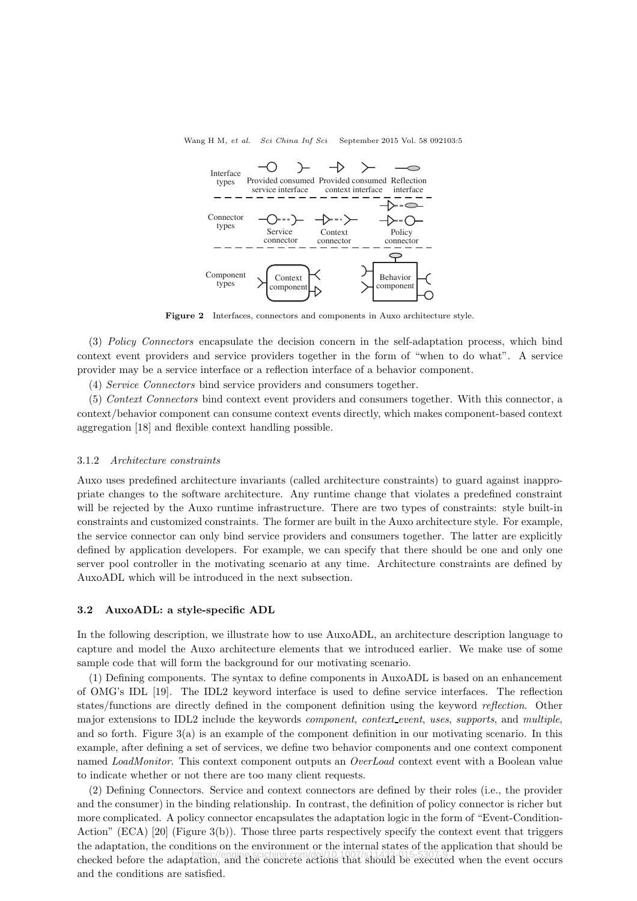Interface types: Provided consumed service interface; Provided consumed context interface; Reflection interface

Connector types: Service connector; Context connector; Policy connector

Component types: Context component; Behavior component

Figure 2 Interfaces, connectors and components in Auxo architecture style.

(3) *Policy Connectors* encapsulate the decision concern in the self-adaptation process, which bind context event providers and service providers together in the form of "when to do what". A service provider may be a service interface or a reflection interface of a behavior component.

(4) *Service Connectors* bind service providers and consumers together.

(5) *Context Connectors* bind context event providers and consumers together. With this connector, a context/behavior component can consume context events directly, which makes component-based context aggregation [18] and flexible context handling possible.

#### 3.1.2 *Architecture constraints*

Auxo uses predefined architecture invariants (called architecture constraints) to guard against inappropriate changes to the software architecture. Any runtime change that violates a predefined constraint will be rejected by the Auxo runtime infrastructure. There are two types of constraints: style built-in constraints and customized constraints. The former are built in the Auxo architecture style. For example, the service connector can only bind service providers and consumers together. The latter are explicitly defined by application developers. For example, we can specify that there should be one and only one server pool controller in the motivating scenario at any time. Architecture constraints are defined by AuxoADL which will be introduced in the next subsection.

### 3.2 AuxoADL: a style-specific ADL

In the following description, we illustrate how to use AuxoADL, an architecture description language to capture and model the Auxo architecture elements that we introduced earlier. We make use of some sample code that will form the background for our motivating scenario.

(1) Defining components. The syntax to define components in AuxoADL is based on an enhancement of OMG's IDL [19]. The IDL2 keyword interface is used to define service interfaces. The reflection states/functions are directly defined in the component definition using the keyword *reflection*. Other major extensions to IDL2 include the keywords *component*, *context_event*, *uses*, *supports*, and *multiple*, and so forth. Figure 3(a) is an example of the component definition in our motivating scenario. In this example, after defining a set of services, we define two behavior components and one context component named *LoadMonitor*. This context component outputs an *OverLoad* context event with a Boolean value to indicate whether or not there are too many client requests.

(2) Defining Connectors. Service and context connectors are defined by their roles (i.e., the provider and the consumer) in the binding relationship. In contrast, the definition of policy connector is richer but more complicated. A policy connector encapsulates the adaptation logic in the form of "Event-Condition-Action" (ECA) [20] (Figure 3(b)). Those three parts respectively specify the context event that triggers the adaptation, the conditions on the environment or the internal states of the application that should be checked before the adaptation, and the concrete actions that should be executed when the event occurs and the conditions are satisfied.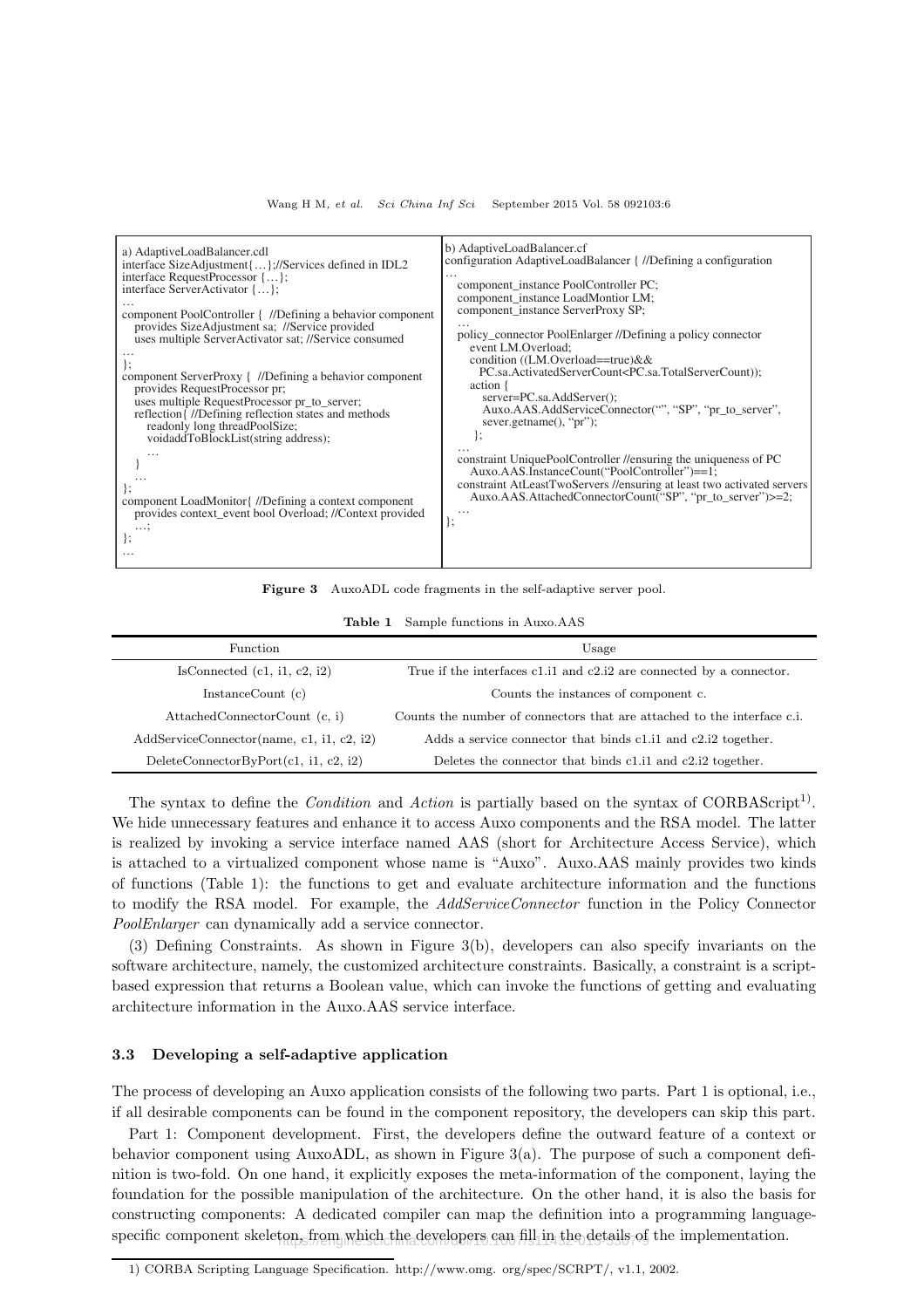a) AdaptiveLoadBalancer.cdl

```
interface SizeAdjustment{…};//Services defined in IDL2
interface RequestProcessor {…};
interface ServerActivator {…};
…
component PoolController {  //Defining a behavior component
   provides SizeAdjustment sa;  //Service provided
   uses multiple ServerActivator sat; //Service consumed
…
};
component ServerProxy {  //Defining a behavior component
   provides RequestProcessor pr;
   uses multiple RequestProcessor pr_to_server;
   reflection{ //Defining reflection states and methods
      readonly long threadPoolSize;
      voidaddToBlockList(string address);
      …
   }
   …
};
component LoadMonitor{ //Defining a context component
   provides context_event bool Overload; //Context provided
   …;
};
…
```

b) AdaptiveLoadBalancer.cf

```
configuration AdaptiveLoadBalancer { //Defining a configuration
…
   component_instance PoolController PC;
   component_instance LoadMontior LM;
   component_instance ServerProxy SP;
   …
   policy_connector PoolEnlarger //Defining a policy connector
      event LM.Overload;
      condition ((LM.Overload==true)&&
         PC.sa.ActivatedServerCount<PC.sa.TotalServerCount));
      action {
         server=PC.sa.AddServer();
         Auxo.AAS.AddServiceConnector("", "SP", "pr_to_server",
         sever.getname(), "pr");
      };
   …
   constraint UniquePoolController //ensuring the uniqueness of PC
      Auxo.AAS.InstanceCount("PoolController")==1;
   constraint AtLeastTwoServers //ensuring at least two activated servers
      Auxo.AAS.AttachedConnectorCount("SP", "pr_to_server")>=2;
   …
};
```

**Figure 3** AuxoADL code fragments in the self-adaptive server pool.

**Table 1** Sample functions in Auxo.AAS

| Function | Usage |
|---|---|
| IsConnected (c1, i1, c2, i2) | True if the interfaces c1.i1 and c2.i2 are connected by a connector. |
| InstanceCount (c) | Counts the instances of component c. |
| AttachedConnectorCount (c, i) | Counts the number of connectors that are attached to the interface c.i. |
| AddServiceConnector(name, c1, i1, c2, i2) | Adds a service connector that binds c1.i1 and c2.i2 together. |
| DeleteConnectorByPort(c1, i1, c2, i2) | Deletes the connector that binds c1.i1 and c2.i2 together. |

The syntax to define the *Condition* and *Action* is partially based on the syntax of CORBAScript[1]. We hide unnecessary features and enhance it to access Auxo components and the RSA model. The latter is realized by invoking a service interface named AAS (short for Architecture Access Service), which is attached to a virtualized component whose name is "Auxo". Auxo.AAS mainly provides two kinds of functions (Table 1): the functions to get and evaluate architecture information and the functions to modify the RSA model. For example, the *AddServiceConnector* function in the Policy Connector *PoolEnlarger* can dynamically add a service connector.

(3) Defining Constraints. As shown in Figure 3(b), developers can also specify invariants on the software architecture, namely, the customized architecture constraints. Basically, a constraint is a script-based expression that returns a Boolean value, which can invoke the functions of getting and evaluating architecture information in the Auxo.AAS service interface.

### 3.3 Developing a self-adaptive application

The process of developing an Auxo application consists of the following two parts. Part 1 is optional, i.e., if all desirable components can be found in the component repository, the developers can skip this part.

Part 1: Component development. First, the developers define the outward feature of a context or behavior component using AuxoADL, as shown in Figure 3(a). The purpose of such a component definition is two-fold. On one hand, it explicitly exposes the meta-information of the component, laying the foundation for the possible manipulation of the architecture. On the other hand, it is also the basis for constructing components: A dedicated compiler can map the definition into a programming language-specific component skeleton, from which the developers can fill in the details of the implementation.

1) CORBA Scripting Language Specification. http://www.omg. org/spec/SCRPT/, v1.1, 2002.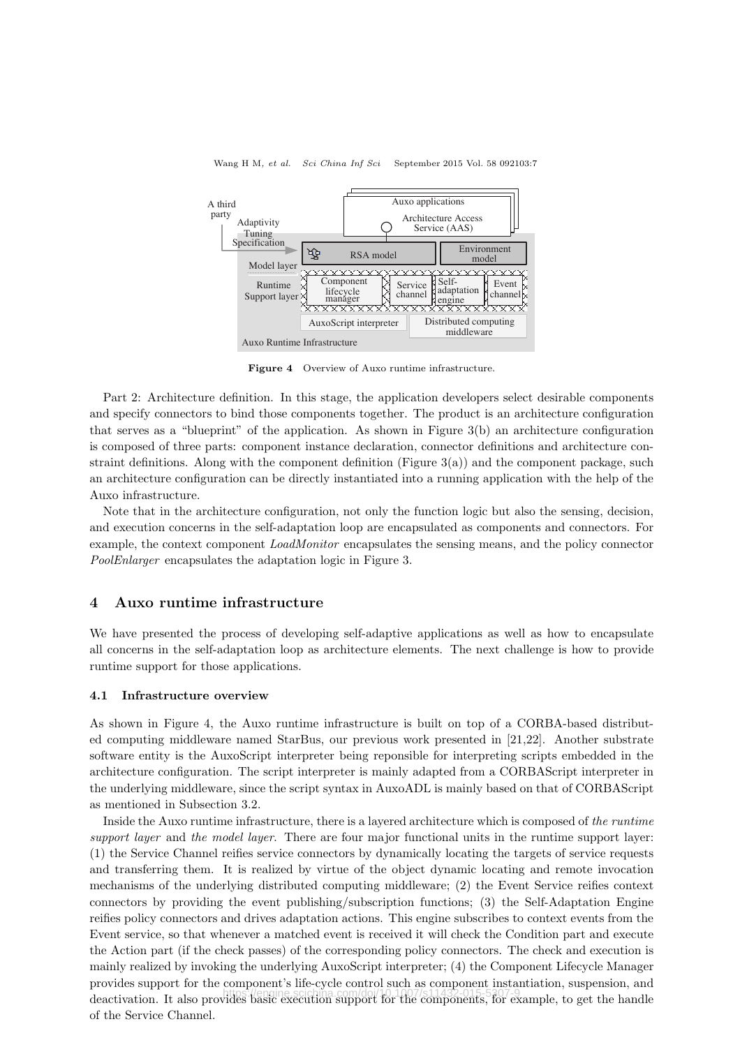**Figure 4** Overview of Auxo runtime infrastructure.

Part 2: Architecture definition. In this stage, the application developers select desirable components and specify connectors to bind those components together. The product is an architecture configuration that serves as a "blueprint" of the application. As shown in Figure 3(b) an architecture configuration is composed of three parts: component instance declaration, connector definitions and architecture constraint definitions. Along with the component definition (Figure 3(a)) and the component package, such an architecture configuration can be directly instantiated into a running application with the help of the Auxo infrastructure.

Note that in the architecture configuration, not only the function logic but also the sensing, decision, and execution concerns in the self-adaptation loop are encapsulated as components and connectors. For example, the context component *LoadMonitor* encapsulates the sensing means, and the policy connector *PoolEnlarger* encapsulates the adaptation logic in Figure 3.

## 4 Auxo runtime infrastructure

We have presented the process of developing self-adaptive applications as well as how to encapsulate all concerns in the self-adaptation loop as architecture elements. The next challenge is how to provide runtime support for those applications.

### 4.1 Infrastructure overview

As shown in Figure 4, the Auxo runtime infrastructure is built on top of a CORBA-based distributed computing middleware named StarBus, our previous work presented in [21,22]. Another substrate software entity is the AuxoScript interpreter being reponsible for interpreting scripts embedded in the architecture configuration. The script interpreter is mainly adapted from a CORBAScript interpreter in the underlying middleware, since the script syntax in AuxoADL is mainly based on that of CORBAScript as mentioned in Subsection 3.2.

Inside the Auxo runtime infrastructure, there is a layered architecture which is composed of *the runtime support layer* and *the model layer*. There are four major functional units in the runtime support layer: (1) the Service Channel reifies service connectors by dynamically locating the targets of service requests and transferring them. It is realized by virtue of the object dynamic locating and remote invocation mechanisms of the underlying distributed computing middleware; (2) the Event Service reifies context connectors by providing the event publishing/subscription functions; (3) the Self-Adaptation Engine reifies policy connectors and drives adaptation actions. This engine subscribes to context events from the Event service, so that whenever a matched event is received it will check the Condition part and execute the Action part (if the check passes) of the corresponding policy connectors. The check and execution is mainly realized by invoking the underlying AuxoScript interpreter; (4) the Component Lifecycle Manager provides support for the component's life-cycle control such as component instantiation, suspension, and deactivation. It also provides basic execution support for the components, for example, to get the handle of the Service Channel.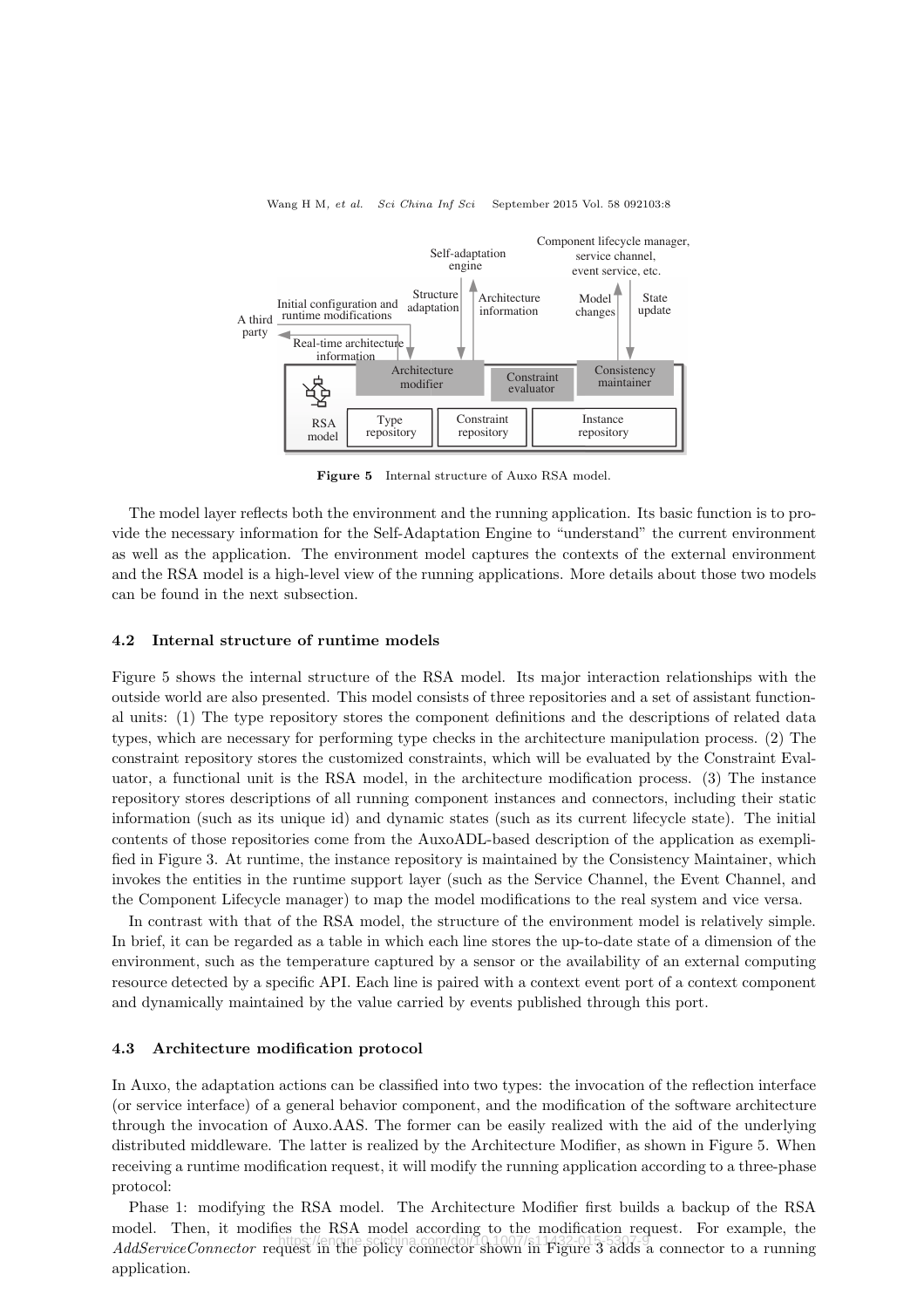Figure 5 Internal structure of Auxo RSA model.

The model layer reflects both the environment and the running application. Its basic function is to provide the necessary information for the Self-Adaptation Engine to "understand" the current environment as well as the application. The environment model captures the contexts of the external environment and the RSA model is a high-level view of the running applications. More details about those two models can be found in the next subsection.

### 4.2 Internal structure of runtime models

Figure 5 shows the internal structure of the RSA model. Its major interaction relationships with the outside world are also presented. This model consists of three repositories and a set of assistant functional units: (1) The type repository stores the component definitions and the descriptions of related data types, which are necessary for performing type checks in the architecture manipulation process. (2) The constraint repository stores the customized constraints, which will be evaluated by the Constraint Evaluator, a functional unit is the RSA model, in the architecture modification process. (3) The instance repository stores descriptions of all running component instances and connectors, including their static information (such as its unique id) and dynamic states (such as its current lifecycle state). The initial contents of those repositories come from the AuxoADL-based description of the application as exemplified in Figure 3. At runtime, the instance repository is maintained by the Consistency Maintainer, which invokes the entities in the runtime support layer (such as the Service Channel, the Event Channel, and the Component Lifecycle manager) to map the model modifications to the real system and vice versa.

In contrast with that of the RSA model, the structure of the environment model is relatively simple. In brief, it can be regarded as a table in which each line stores the up-to-date state of a dimension of the environment, such as the temperature captured by a sensor or the availability of an external computing resource detected by a specific API. Each line is paired with a context event port of a context component and dynamically maintained by the value carried by events published through this port.

### 4.3 Architecture modification protocol

In Auxo, the adaptation actions can be classified into two types: the invocation of the reflection interface (or service interface) of a general behavior component, and the modification of the software architecture through the invocation of Auxo.AAS. The former can be easily realized with the aid of the underlying distributed middleware. The latter is realized by the Architecture Modifier, as shown in Figure 5. When receiving a runtime modification request, it will modify the running application according to a three-phase protocol:

Phase 1: modifying the RSA model. The Architecture Modifier first builds a backup of the RSA model. Then, it modifies the RSA model according to the modification request. For example, the *AddServiceConnector* request in the policy connector shown in Figure 3 adds a connector to a running application.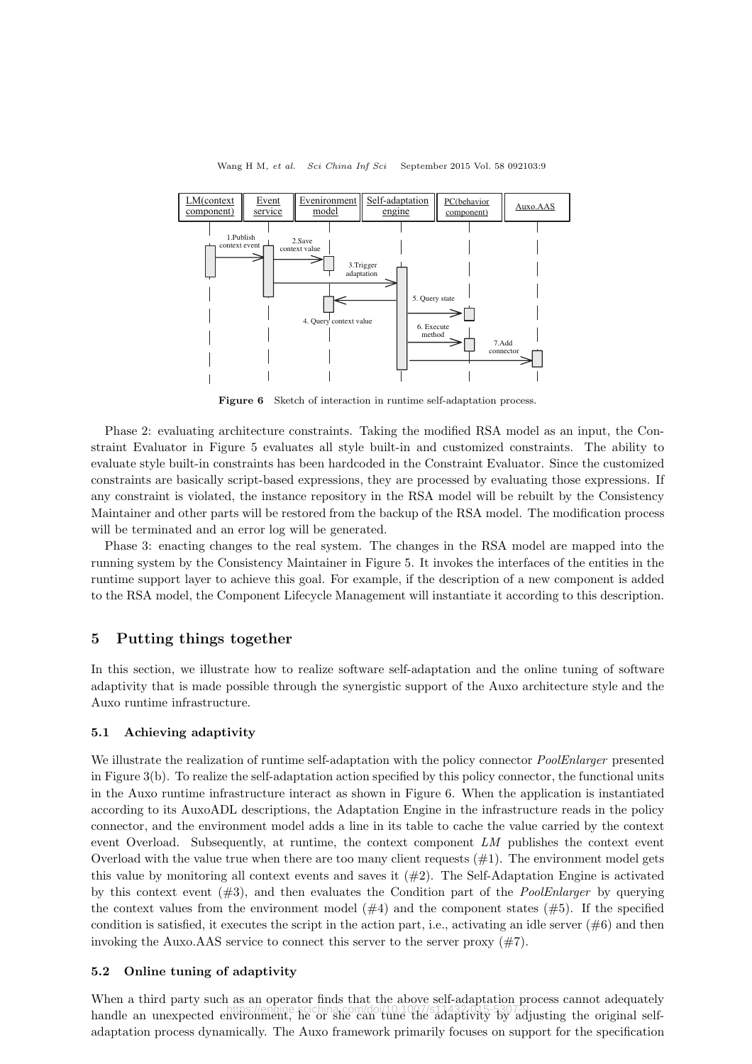Figure 6   Sketch of interaction in runtime self-adaptation process.

Phase 2: evaluating architecture constraints. Taking the modified RSA model as an input, the Constraint Evaluator in Figure 5 evaluates all style built-in and customized constraints. The ability to evaluate style built-in constraints has been hardcoded in the Constraint Evaluator. Since the customized constraints are basically script-based expressions, they are processed by evaluating those expressions. If any constraint is violated, the instance repository in the RSA model will be rebuilt by the Consistency Maintainer and other parts will be restored from the backup of the RSA model. The modification process will be terminated and an error log will be generated.

Phase 3: enacting changes to the real system. The changes in the RSA model are mapped into the running system by the Consistency Maintainer in Figure 5. It invokes the interfaces of the entities in the runtime support layer to achieve this goal. For example, if the description of a new component is added to the RSA model, the Component Lifecycle Management will instantiate it according to this description.

## 5 Putting things together

In this section, we illustrate how to realize software self-adaptation and the online tuning of software adaptivity that is made possible through the synergistic support of the Auxo architecture style and the Auxo runtime infrastructure.

### 5.1 Achieving adaptivity

We illustrate the realization of runtime self-adaptation with the policy connector *PoolEnlarger* presented in Figure 3(b). To realize the self-adaptation action specified by this policy connector, the functional units in the Auxo runtime infrastructure interact as shown in Figure 6. When the application is instantiated according to its AuxoADL descriptions, the Adaptation Engine in the infrastructure reads in the policy connector, and the environment model adds a line in its table to cache the value carried by the context event Overload. Subsequently, at runtime, the context component *LM* publishes the context event Overload with the value true when there are too many client requests (#1). The environment model gets this value by monitoring all context events and saves it (#2). The Self-Adaptation Engine is activated by this context event (#3), and then evaluates the Condition part of the *PoolEnlarger* by querying the context values from the environment model (#4) and the component states (#5). If the specified condition is satisfied, it executes the script in the action part, i.e., activating an idle server (#6) and then invoking the Auxo.AAS service to connect this server to the server proxy (#7).

### 5.2 Online tuning of adaptivity

When a third party such as an operator finds that the above self-adaptation process cannot adequately handle an unexpected environment, he or she can tune the adaptivity by adjusting the original self-adaptation process dynamically. The Auxo framework primarily focuses on support for the specification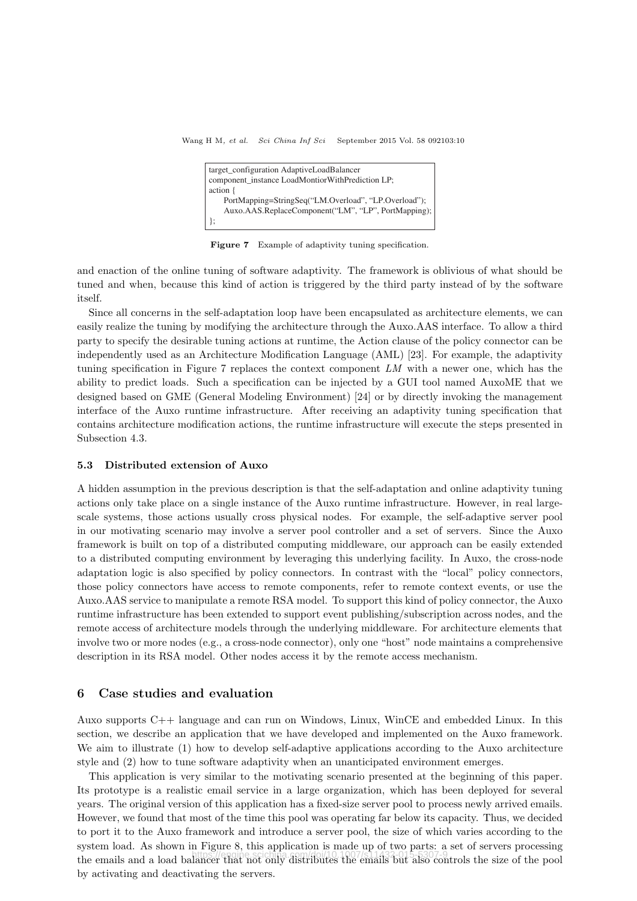```
target_configuration AdaptiveLoadBalancer
component_instance LoadMontiorWithPrediction LP;
action {
    PortMapping=StringSeq("LM.Overload", "LP.Overload");
    Auxo.AAS.ReplaceComponent("LM", "LP", PortMapping);
};
```

**Figure 7** Example of adaptivity tuning specification.

and enaction of the online tuning of software adaptivity. The framework is oblivious of what should be tuned and when, because this kind of action is triggered by the third party instead of by the software itself.

Since all concerns in the self-adaptation loop have been encapsulated as architecture elements, we can easily realize the tuning by modifying the architecture through the Auxo.AAS interface. To allow a third party to specify the desirable tuning actions at runtime, the Action clause of the policy connector can be independently used as an Architecture Modification Language (AML) [23]. For example, the adaptivity tuning specification in Figure 7 replaces the context component *LM* with a newer one, which has the ability to predict loads. Such a specification can be injected by a GUI tool named AuxoME that we designed based on GME (General Modeling Environment) [24] or by directly invoking the management interface of the Auxo runtime infrastructure. After receiving an adaptivity tuning specification that contains architecture modification actions, the runtime infrastructure will execute the steps presented in Subsection 4.3.

### 5.3 Distributed extension of Auxo

A hidden assumption in the previous description is that the self-adaptation and online adaptivity tuning actions only take place on a single instance of the Auxo runtime infrastructure. However, in real large-scale systems, those actions usually cross physical nodes. For example, the self-adaptive server pool in our motivating scenario may involve a server pool controller and a set of servers. Since the Auxo framework is built on top of a distributed computing middleware, our approach can be easily extended to a distributed computing environment by leveraging this underlying facility. In Auxo, the cross-node adaptation logic is also specified by policy connectors. In contrast with the "local" policy connectors, those policy connectors have access to remote components, refer to remote context events, or use the Auxo.AAS service to manipulate a remote RSA model. To support this kind of policy connector, the Auxo runtime infrastructure has been extended to support event publishing/subscription across nodes, and the remote access of architecture models through the underlying middleware. For architecture elements that involve two or more nodes (e.g., a cross-node connector), only one "host" node maintains a comprehensive description in its RSA model. Other nodes access it by the remote access mechanism.

## 6 Case studies and evaluation

Auxo supports C++ language and can run on Windows, Linux, WinCE and embedded Linux. In this section, we describe an application that we have developed and implemented on the Auxo framework. We aim to illustrate (1) how to develop self-adaptive applications according to the Auxo architecture style and (2) how to tune software adaptivity when an unanticipated environment emerges.

This application is very similar to the motivating scenario presented at the beginning of this paper. Its prototype is a realistic email service in a large organization, which has been deployed for several years. The original version of this application has a fixed-size server pool to process newly arrived emails. However, we found that most of the time this pool was operating far below its capacity. Thus, we decided to port it to the Auxo framework and introduce a server pool, the size of which varies according to the system load. As shown in Figure 8, this application is made up of two parts: a set of servers processing the emails and a load balancer that not only distributes the emails but also controls the size of the pool by activating and deactivating the servers.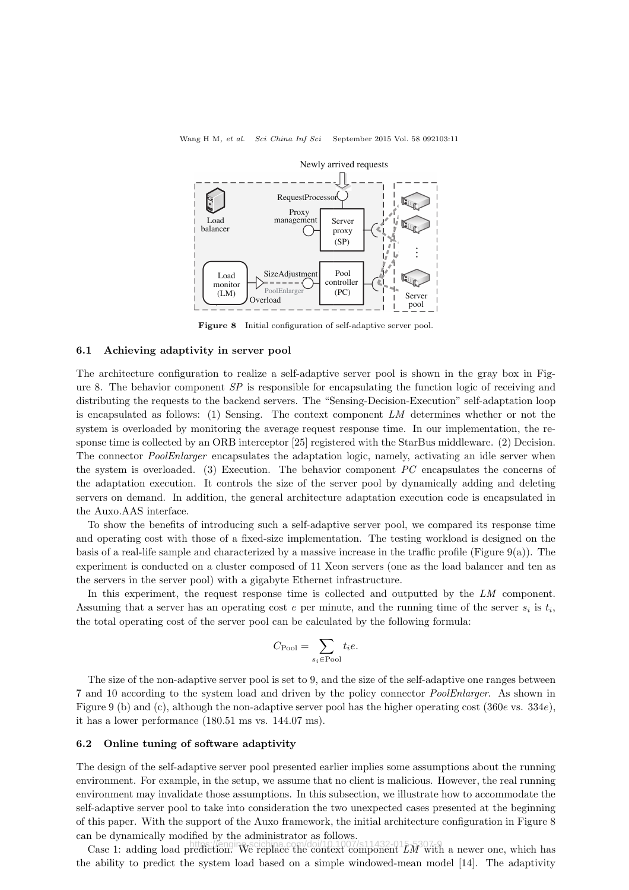Figure 8 Initial configuration of self-adaptive server pool.

### 6.1 Achieving adaptivity in server pool

The architecture configuration to realize a self-adaptive server pool is shown in the gray box in Figure 8. The behavior component *SP* is responsible for encapsulating the function logic of receiving and distributing the requests to the backend servers. The "Sensing-Decision-Execution" self-adaptation loop is encapsulated as follows: (1) Sensing. The context component *LM* determines whether or not the system is overloaded by monitoring the average request response time. In our implementation, the response time is collected by an ORB interceptor [25] registered with the StarBus middleware. (2) Decision. The connector *PoolEnlarger* encapsulates the adaptation logic, namely, activating an idle server when the system is overloaded. (3) Execution. The behavior component *PC* encapsulates the concerns of the adaptation execution. It controls the size of the server pool by dynamically adding and deleting servers on demand. In addition, the general architecture adaptation execution code is encapsulated in the Auxo.AAS interface.

To show the benefits of introducing such a self-adaptive server pool, we compared its response time and operating cost with those of a fixed-size implementation. The testing workload is designed on the basis of a real-life sample and characterized by a massive increase in the traffic profile (Figure 9(a)). The experiment is conducted on a cluster composed of 11 Xeon servers (one as the load balancer and ten as the servers in the server pool) with a gigabyte Ethernet infrastructure.

In this experiment, the request response time is collected and outputted by the *LM* component. Assuming that a server has an operating cost $e$ per minute, and the running time of the server $s_i$ is $t_i$, the total operating cost of the server pool can be calculated by the following formula:

$$C_{\text{Pool}} = \sum_{s_i \in \text{Pool}} t_i e.$$

The size of the non-adaptive server pool is set to 9, and the size of the self-adaptive one ranges between 7 and 10 according to the system load and driven by the policy connector *PoolEnlarger*. As shown in Figure 9 (b) and (c), although the non-adaptive server pool has the higher operating cost ($360e$ vs. $334e$), it has a lower performance (180.51 ms vs. 144.07 ms).

### 6.2 Online tuning of software adaptivity

The design of the self-adaptive server pool presented earlier implies some assumptions about the running environment. For example, in the setup, we assume that no client is malicious. However, the real running environment may invalidate those assumptions. In this subsection, we illustrate how to accommodate the self-adaptive server pool to take into consideration the two unexpected cases presented at the beginning of this paper. With the support of the Auxo framework, the initial architecture configuration in Figure 8 can be dynamically modified by the administrator as follows.

Case 1: adding load prediction. We replace the context component *LM* with a newer one, which has the ability to predict the system load based on a simple windowed-mean model [14]. The adaptivity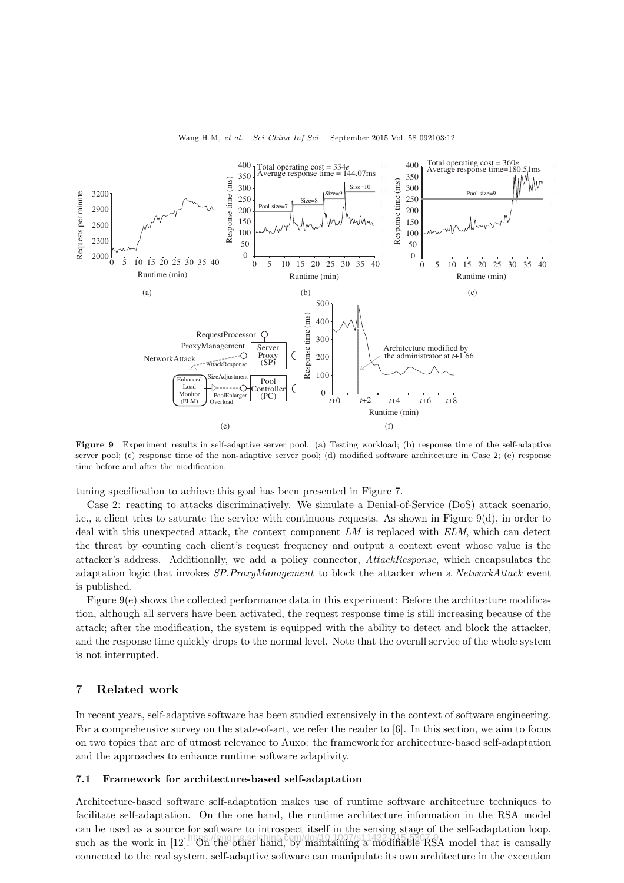**Figure 9** Experiment results in self-adaptive server pool. (a) Testing workload; (b) response time of the self-adaptive server pool; (c) response time of the non-adaptive server pool; (d) modified software architecture in Case 2; (e) response time before and after the modification.

tuning specification to achieve this goal has been presented in Figure 7.

Case 2: reacting to attacks discriminatively. We simulate a Denial-of-Service (DoS) attack scenario, i.e., a client tries to saturate the service with continuous requests. As shown in Figure 9(d), in order to deal with this unexpected attack, the context component *LM* is replaced with *ELM*, which can detect the threat by counting each client's request frequency and output a context event whose value is the attacker's address. Additionally, we add a policy connector, *AttackResponse*, which encapsulates the adaptation logic that invokes *SP.ProxyManagement* to block the attacker when a *NetworkAttack* event is published.

Figure 9(e) shows the collected performance data in this experiment: Before the architecture modification, although all servers have been activated, the request response time is still increasing because of the attack; after the modification, the system is equipped with the ability to detect and block the attacker, and the response time quickly drops to the normal level. Note that the overall service of the whole system is not interrupted.

## 7 Related work

In recent years, self-adaptive software has been studied extensively in the context of software engineering. For a comprehensive survey on the state-of-art, we refer the reader to [6]. In this section, we aim to focus on two topics that are of utmost relevance to Auxo: the framework for architecture-based self-adaptation and the approaches to enhance runtime software adaptivity.

### 7.1 Framework for architecture-based self-adaptation

Architecture-based software self-adaptation makes use of runtime software architecture techniques to facilitate self-adaptation. On the one hand, the runtime architecture information in the RSA model can be used as a source for software to introspect itself in the sensing stage of the self-adaptation loop, such as the work in [12]. On the other hand, by maintaining a modifiable RSA model that is causally connected to the real system, self-adaptive software can manipulate its own architecture in the execution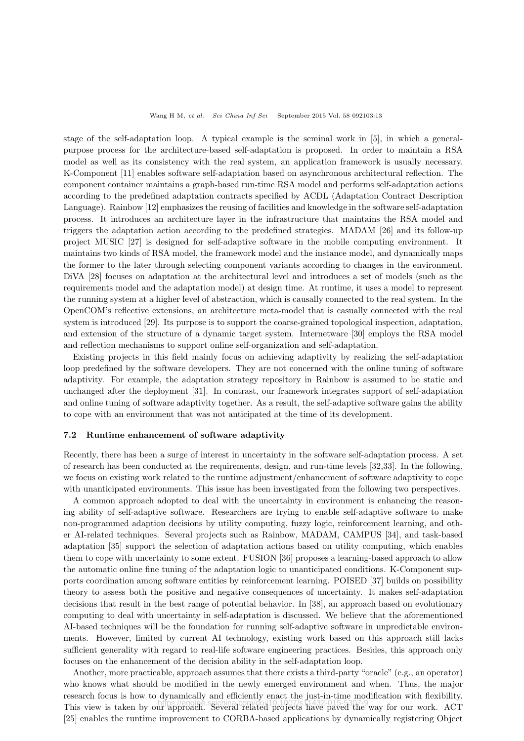stage of the self-adaptation loop. A typical example is the seminal work in [5], in which a general-purpose process for the architecture-based self-adaptation is proposed. In order to maintain a RSA model as well as its consistency with the real system, an application framework is usually necessary. K-Component [11] enables software self-adaptation based on asynchronous architectural reflection. The component container maintains a graph-based run-time RSA model and performs self-adaptation actions according to the predefined adaptation contracts specified by ACDL (Adaptation Contract Description Language). Rainbow [12] emphasizes the reusing of facilities and knowledge in the software self-adaptation process. It introduces an architecture layer in the infrastructure that maintains the RSA model and triggers the adaptation action according to the predefined strategies. MADAM [26] and its follow-up project MUSIC [27] is designed for self-adaptive software in the mobile computing environment. It maintains two kinds of RSA model, the framework model and the instance model, and dynamically maps the former to the later through selecting component variants according to changes in the environment. DiVA [28] focuses on adaptation at the architectural level and introduces a set of models (such as the requirements model and the adaptation model) at design time. At runtime, it uses a model to represent the running system at a higher level of abstraction, which is causally connected to the real system. In the OpenCOM's reflective extensions, an architecture meta-model that is casually connected with the real system is introduced [29]. Its purpose is to support the coarse-grained topological inspection, adaptation, and extension of the structure of a dynamic target system. Internetware [30] employs the RSA model and reflection mechanisms to support online self-organization and self-adaptation.

Existing projects in this field mainly focus on achieving adaptivity by realizing the self-adaptation loop predefined by the software developers. They are not concerned with the online tuning of software adaptivity. For example, the adaptation strategy repository in Rainbow is assumed to be static and unchanged after the deployment [31]. In contrast, our framework integrates support of self-adaptation and online tuning of software adaptivity together. As a result, the self-adaptive software gains the ability to cope with an environment that was not anticipated at the time of its development.

### 7.2 Runtime enhancement of software adaptivity

Recently, there has been a surge of interest in uncertainty in the software self-adaptation process. A set of research has been conducted at the requirements, design, and run-time levels [32,33]. In the following, we focus on existing work related to the runtime adjustment/enhancement of software adaptivity to cope with unanticipated environments. This issue has been investigated from the following two perspectives.

A common approach adopted to deal with the uncertainty in environment is enhancing the reasoning ability of self-adaptive software. Researchers are trying to enable self-adaptive software to make non-programmed adaption decisions by utility computing, fuzzy logic, reinforcement learning, and other AI-related techniques. Several projects such as Rainbow, MADAM, CAMPUS [34], and task-based adaptation [35] support the selection of adaptation actions based on utility computing, which enables them to cope with uncertainty to some extent. FUSION [36] proposes a learning-based approach to allow the automatic online fine tuning of the adaptation logic to unanticipated conditions. K-Component supports coordination among software entities by reinforcement learning. POISED [37] builds on possibility theory to assess both the positive and negative consequences of uncertainty. It makes self-adaptation decisions that result in the best range of potential behavior. In [38], an approach based on evolutionary computing to deal with uncertainty in self-adaptation is discussed. We believe that the aforementioned AI-based techniques will be the foundation for running self-adaptive software in unpredictable environments. However, limited by current AI technology, existing work based on this approach still lacks sufficient generality with regard to real-life software engineering practices. Besides, this approach only focuses on the enhancement of the decision ability in the self-adaptation loop.

Another, more practicable, approach assumes that there exists a third-party "oracle" (e.g., an operator) who knows what should be modified in the newly emerged environment and when. Thus, the major research focus is how to dynamically and efficiently enact the just-in-time modification with flexibility. This view is taken by our approach. Several related projects have paved the way for our work. ACT [25] enables the runtime improvement to CORBA-based applications by dynamically registering Object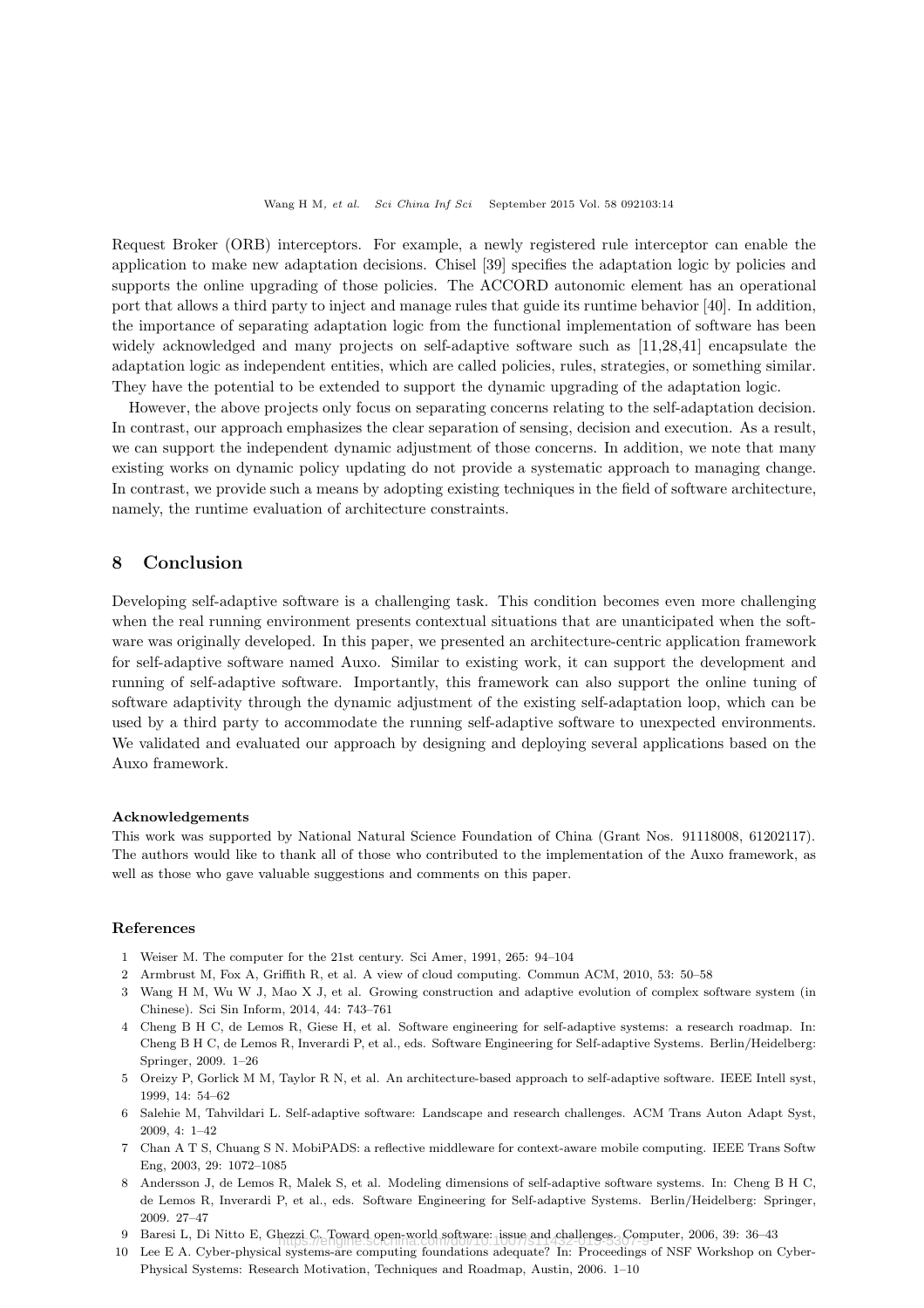Request Broker (ORB) interceptors. For example, a newly registered rule interceptor can enable the application to make new adaptation decisions. Chisel [39] specifies the adaptation logic by policies and supports the online upgrading of those policies. The ACCORD autonomic element has an operational port that allows a third party to inject and manage rules that guide its runtime behavior [40]. In addition, the importance of separating adaptation logic from the functional implementation of software has been widely acknowledged and many projects on self-adaptive software such as [11,28,41] encapsulate the adaptation logic as independent entities, which are called policies, rules, strategies, or something similar. They have the potential to be extended to support the dynamic upgrading of the adaptation logic.

However, the above projects only focus on separating concerns relating to the self-adaptation decision. In contrast, our approach emphasizes the clear separation of sensing, decision and execution. As a result, we can support the independent dynamic adjustment of those concerns. In addition, we note that many existing works on dynamic policy updating do not provide a systematic approach to managing change. In contrast, we provide such a means by adopting existing techniques in the field of software architecture, namely, the runtime evaluation of architecture constraints.

## 8 Conclusion

Developing self-adaptive software is a challenging task. This condition becomes even more challenging when the real running environment presents contextual situations that are unanticipated when the software was originally developed. In this paper, we presented an architecture-centric application framework for self-adaptive software named Auxo. Similar to existing work, it can support the development and running of self-adaptive software. Importantly, this framework can also support the online tuning of software adaptivity through the dynamic adjustment of the existing self-adaptation loop, which can be used by a third party to accommodate the running self-adaptive software to unexpected environments. We validated and evaluated our approach by designing and deploying several applications based on the Auxo framework.

#### Acknowledgements

This work was supported by National Natural Science Foundation of China (Grant Nos. 91118008, 61202117). The authors would like to thank all of those who contributed to the implementation of the Auxo framework, as well as those who gave valuable suggestions and comments on this paper.

### References

1. Weiser M. The computer for the 21st century. Sci Amer, 1991, 265: 94–104
2. Armbrust M, Fox A, Griffith R, et al. A view of cloud computing. Commun ACM, 2010, 53: 50–58
3. Wang H M, Wu W J, Mao X J, et al. Growing construction and adaptive evolution of complex software system (in Chinese). Sci Sin Inform, 2014, 44: 743–761
4. Cheng B H C, de Lemos R, Giese H, et al. Software engineering for self-adaptive systems: a research roadmap. In: Cheng B H C, de Lemos R, Inverardi P, et al., eds. Software Engineering for Self-adaptive Systems. Berlin/Heidelberg: Springer, 2009. 1–26
5. Oreizy P, Gorlick M M, Taylor R N, et al. An architecture-based approach to self-adaptive software. IEEE Intell syst, 1999, 14: 54–62
6. Salehie M, Tahvildari L. Self-adaptive software: Landscape and research challenges. ACM Trans Auton Adapt Syst, 2009, 4: 1–42
7. Chan A T S, Chuang S N. MobiPADS: a reflective middleware for context-aware mobile computing. IEEE Trans Softw Eng, 2003, 29: 1072–1085
8. Andersson J, de Lemos R, Malek S, et al. Modeling dimensions of self-adaptive software systems. In: Cheng B H C, de Lemos R, Inverardi P, et al., eds. Software Engineering for Self-adaptive Systems. Berlin/Heidelberg: Springer, 2009. 27–47
9. Baresi L, Di Nitto E, Ghezzi C. Toward open-world software: issue and challenges. Computer, 2006, 39: 36–43
10. Lee E A. Cyber-physical systems-are computing foundations adequate? In: Proceedings of NSF Workshop on Cyber-Physical Systems: Research Motivation, Techniques and Roadmap, Austin, 2006. 1–10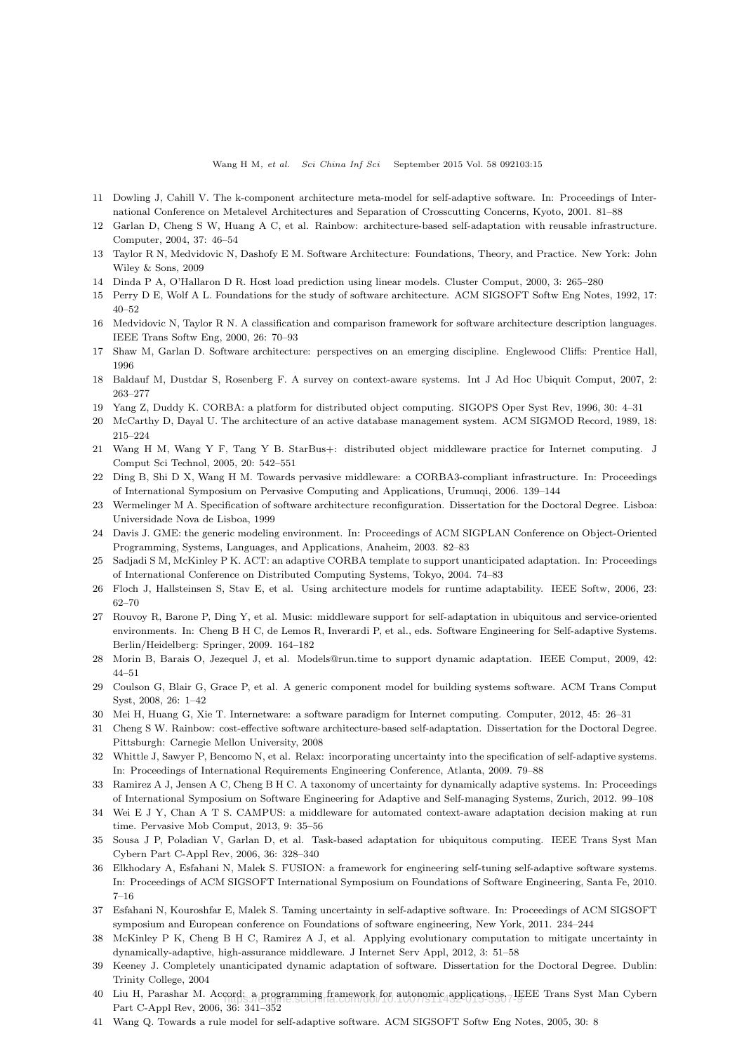11 Dowling J, Cahill V. The k-component architecture meta-model for self-adaptive software. In: Proceedings of International Conference on Metalevel Architectures and Separation of Crosscutting Concerns, Kyoto, 2001. 81–88

12 Garlan D, Cheng S W, Huang A C, et al. Rainbow: architecture-based self-adaptation with reusable infrastructure. Computer, 2004, 37: 46–54

13 Taylor R N, Medvidovic N, Dashofy E M. Software Architecture: Foundations, Theory, and Practice. New York: John Wiley & Sons, 2009

14 Dinda P A, O'Hallaron D R. Host load prediction using linear models. Cluster Comput, 2000, 3: 265–280

15 Perry D E, Wolf A L. Foundations for the study of software architecture. ACM SIGSOFT Softw Eng Notes, 1992, 17: 40–52

16 Medvidovic N, Taylor R N. A classification and comparison framework for software architecture description languages. IEEE Trans Softw Eng, 2000, 26: 70–93

17 Shaw M, Garlan D. Software architecture: perspectives on an emerging discipline. Englewood Cliffs: Prentice Hall, 1996

18 Baldauf M, Dustdar S, Rosenberg F. A survey on context-aware systems. Int J Ad Hoc Ubiquit Comput, 2007, 2: 263–277

19 Yang Z, Duddy K. CORBA: a platform for distributed object computing. SIGOPS Oper Syst Rev, 1996, 30: 4–31

20 McCarthy D, Dayal U. The architecture of an active database management system. ACM SIGMOD Record, 1989, 18: 215–224

21 Wang H M, Wang Y F, Tang Y B. StarBus+: distributed object middleware practice for Internet computing. J Comput Sci Technol, 2005, 20: 542–551

22 Ding B, Shi D X, Wang H M. Towards pervasive middleware: a CORBA3-compliant infrastructure. In: Proceedings of International Symposium on Pervasive Computing and Applications, Urumuqi, 2006. 139–144

23 Wermelinger M A. Specification of software architecture reconfiguration. Dissertation for the Doctoral Degree. Lisboa: Universidade Nova de Lisboa, 1999

24 Davis J. GME: the generic modeling environment. In: Proceedings of ACM SIGPLAN Conference on Object-Oriented Programming, Systems, Languages, and Applications, Anaheim, 2003. 82–83

25 Sadjadi S M, McKinley P K. ACT: an adaptive CORBA template to support unanticipated adaptation. In: Proceedings of International Conference on Distributed Computing Systems, Tokyo, 2004. 74–83

26 Floch J, Hallsteinsen S, Stav E, et al. Using architecture models for runtime adaptability. IEEE Softw, 2006, 23: 62–70

27 Rouvoy R, Barone P, Ding Y, et al. Music: middleware support for self-adaptation in ubiquitous and service-oriented environments. In: Cheng B H C, de Lemos R, Inverardi P, et al., eds. Software Engineering for Self-adaptive Systems. Berlin/Heidelberg: Springer, 2009. 164–182

28 Morin B, Barais O, Jezequel J, et al. Models@run.time to support dynamic adaptation. IEEE Comput, 2009, 42: 44–51

29 Coulson G, Blair G, Grace P, et al. A generic component model for building systems software. ACM Trans Comput Syst, 2008, 26: 1–42

30 Mei H, Huang G, Xie T. Internetware: a software paradigm for Internet computing. Computer, 2012, 45: 26–31

31 Cheng S W. Rainbow: cost-effective software architecture-based self-adaptation. Dissertation for the Doctoral Degree. Pittsburgh: Carnegie Mellon University, 2008

32 Whittle J, Sawyer P, Bencomo N, et al. Relax: incorporating uncertainty into the specification of self-adaptive systems. In: Proceedings of International Requirements Engineering Conference, Atlanta, 2009. 79–88

33 Ramirez A J, Jensen A C, Cheng B H C. A taxonomy of uncertainty for dynamically adaptive systems. In: Proceedings of International Symposium on Software Engineering for Adaptive and Self-managing Systems, Zurich, 2012. 99–108

34 Wei E J Y, Chan A T S. CAMPUS: a middleware for automated context-aware adaptation decision making at run time. Pervasive Mob Comput, 2013, 9: 35–56

35 Sousa J P, Poladian V, Garlan D, et al. Task-based adaptation for ubiquitous computing. IEEE Trans Syst Man Cybern Part C-Appl Rev, 2006, 36: 328–340

36 Elkhodary A, Esfahani N, Malek S. FUSION: a framework for engineering self-tuning self-adaptive software systems. In: Proceedings of ACM SIGSOFT International Symposium on Foundations of Software Engineering, Santa Fe, 2010. 7–16

37 Esfahani N, Kouroshfar E, Malek S. Taming uncertainty in self-adaptive software. In: Proceedings of ACM SIGSOFT symposium and European conference on Foundations of software engineering, New York, 2011. 234–244

38 McKinley P K, Cheng B H C, Ramirez A J, et al. Applying evolutionary computation to mitigate uncertainty in dynamically-adaptive, high-assurance middleware. J Internet Serv Appl, 2012, 3: 51–58

39 Keeney J. Completely unanticipated dynamic adaptation of software. Dissertation for the Doctoral Degree. Dublin: Trinity College, 2004

40 Liu H, Parashar M. Accord: a programming framework for autonomic applications. IEEE Trans Syst Man Cybern Part C-Appl Rev, 2006, 36: 341–352

41 Wang Q. Towards a rule model for self-adaptive software. ACM SIGSOFT Softw Eng Notes, 2005, 30: 8